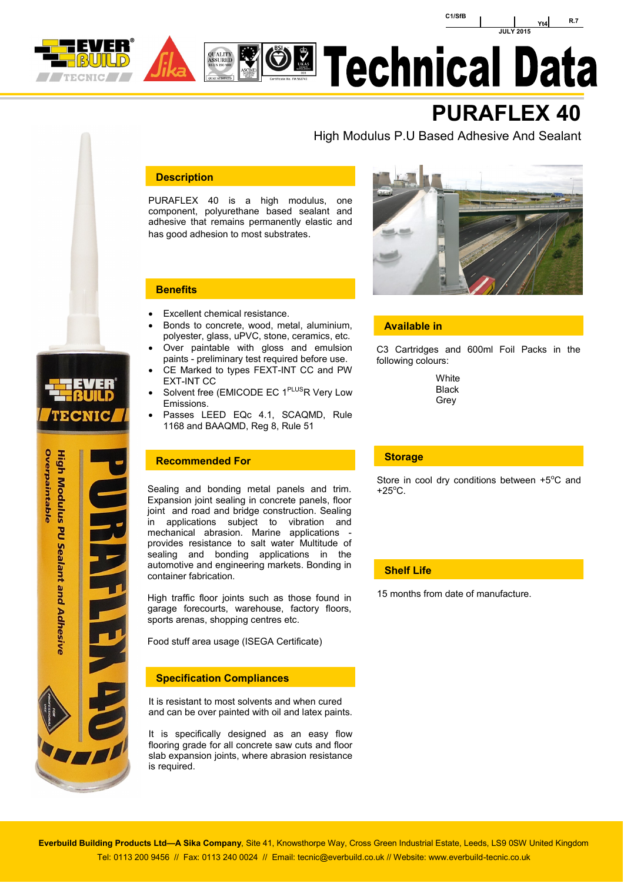C1/SfB | | Yt4 | R.7

JULY 2015

# Technical Data

# PURAFLEX 40

High Modulus P.U Based Adhesive And Sealant

## Description

PURAFLEX 40 is a high modulus, one component, polyurethane based sealant and adhesive that remains permanently elastic and has good adhesion to most substrates.

## Benefits

- Excellent chemical resistance.
- Bonds to concrete, wood, metal, aluminium, polyester, glass, uPVC, stone, ceramics, etc.
- Over paintable with gloss and emulsion paints - preliminary test required before use.
- CE Marked to types FEXT-INT CC and PW EXT-INT CC
- Solvent free (EMICODE EC 1$^{PLUS}$R Very Low Emissions.
- Passes LEED EQc 4.1, SCAQMD, Rule 1168 and BAAQMD, Reg 8, Rule 51

## Recommended For

Sealing and bonding metal panels and trim. Expansion joint sealing in concrete panels, floor joint and road and bridge construction. Sealing in applications subject to vibration and mechanical abrasion. Marine applications - provides resistance to salt water Multitude of sealing and bonding applications in the automotive and engineering markets. Bonding in container fabrication.

High traffic floor joints such as those found in garage forecourts, warehouse, factory floors, sports arenas, shopping centres etc.

Food stuff area usage (ISEGA Certificate)

## Specification Compliances

It is resistant to most solvents and when cured and can be over painted with oil and latex paints.

It is specifically designed as an easy flow flooring grade for all concrete saw cuts and floor slab expansion joints, where abrasion resistance is required.

## Available in

C3 Cartridges and 600ml Foil Packs in the following colours:

White
Black
Grey

## Storage

Store in cool dry conditions between +5°C and +25°C.

## Shelf Life

15 months from date of manufacture.

**Everbuild Building Products Ltd—A Sika Company**, Site 41, Knowsthorpe Way, Cross Green Industrial Estate, Leeds, LS9 0SW United Kingdom
Tel: 0113 200 9456 // Fax: 0113 240 0024 // Email: tecnic@everbuild.co.uk // Website: www.everbuild-tecnic.co.uk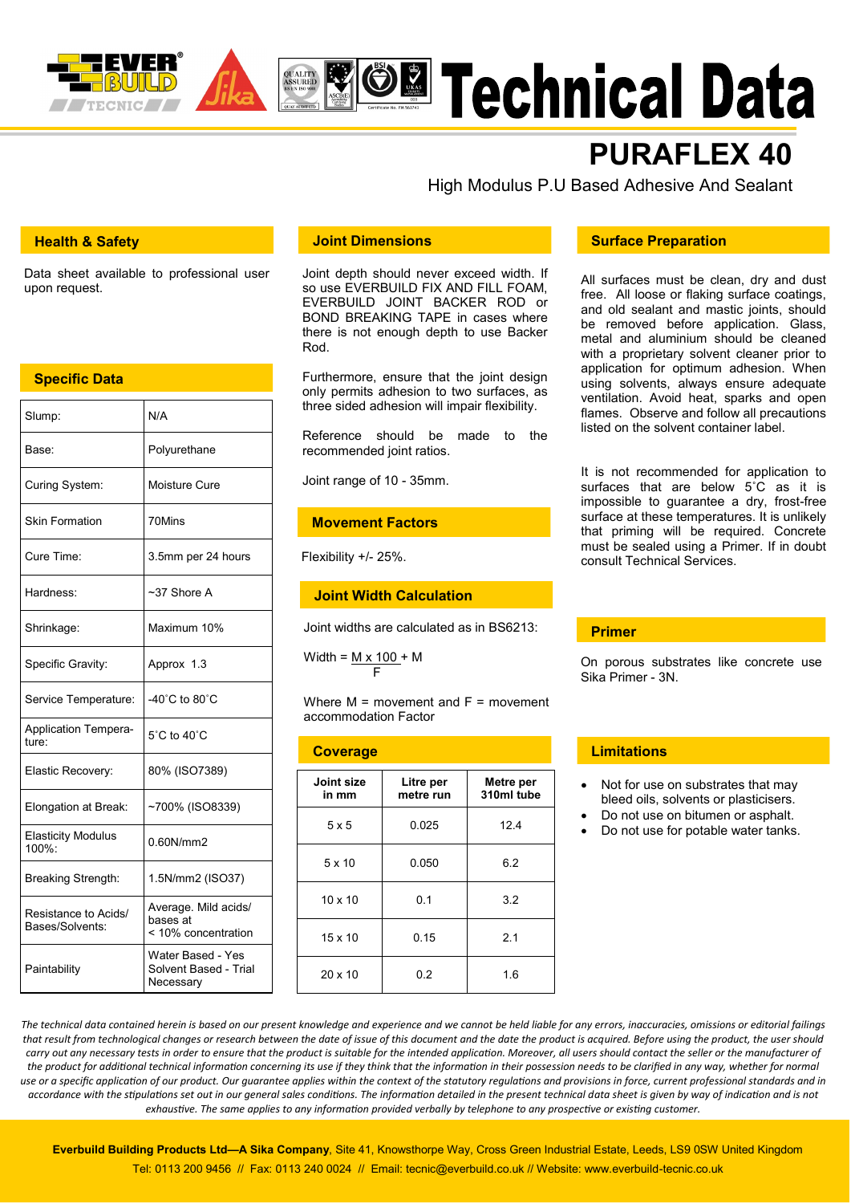# Technical Data

## PURAFLEX 40

High Modulus P.U Based Adhesive And Sealant

### Health & Safety

Data sheet available to professional user upon request.

### Specific Data

| | |
|---|---|
| Slump: | N/A |
| Base: | Polyurethane |
| Curing System: | Moisture Cure |
| Skin Formation | 70Mins |
| Cure Time: | 3.5mm per 24 hours |
| Hardness: | ~37 Shore A |
| Shrinkage: | Maximum 10% |
| Specific Gravity: | Approx 1.3 |
| Service Temperature: | -40˚C to 80˚C |
| Application Temperature: | 5˚C to 40˚C |
| Elastic Recovery: | 80% (ISO7389) |
| Elongation at Break: | ~700% (ISO8339) |
| Elasticity Modulus 100%: | 0.60N/mm2 |
| Breaking Strength: | 1.5N/mm2 (ISO37) |
| Resistance to Acids/ Bases/Solvents: | Average. Mild acids/ bases at < 10% concentration |
| Paintability | Water Based - Yes Solvent Based - Trial Necessary |

### Joint Dimensions

Joint depth should never exceed width. If so use EVERBUILD FIX AND FILL FOAM, EVERBUILD JOINT BACKER ROD or BOND BREAKING TAPE in cases where there is not enough depth to use Backer Rod.

Furthermore, ensure that the joint design only permits adhesion to two surfaces, as three sided adhesion will impair flexibility.

Reference should be made to the recommended joint ratios.

Joint range of 10 - 35mm.

### Movement Factors

Flexibility +/- 25%.

### Joint Width Calculation

Joint widths are calculated as in BS6213:

$$\text{Width} = \frac{M \times 100}{F} + M$$

Where M = movement and F = movement accommodation Factor

### Coverage

| Joint size in mm | Litre per metre run | Metre per 310ml tube |
|---|---|---|
| 5 x 5 | 0.025 | 12.4 |
| 5 x 10 | 0.050 | 6.2 |
| 10 x 10 | 0.1 | 3.2 |
| 15 x 10 | 0.15 | 2.1 |
| 20 x 10 | 0.2 | 1.6 |

### Surface Preparation

All surfaces must be clean, dry and dust free. All loose or flaking surface coatings, and old sealant and mastic joints, should be removed before application. Glass, metal and aluminium should be cleaned with a proprietary solvent cleaner prior to application for optimum adhesion. When using solvents, always ensure adequate ventilation. Avoid heat, sparks and open flames. Observe and follow all precautions listed on the solvent container label.

It is not recommended for application to surfaces that are below 5˚C as it is impossible to guarantee a dry, frost-free surface at these temperatures. It is unlikely that priming will be required. Concrete must be sealed using a Primer. If in doubt consult Technical Services.

### Primer

On porous substrates like concrete use Sika Primer - 3N.

### Limitations

- Not for use on substrates that may bleed oils, solvents or plasticisers.
- Do not use on bitumen or asphalt.
- Do not use for potable water tanks.

*The technical data contained herein is based on our present knowledge and experience and we cannot be held liable for any errors, inaccuracies, omissions or editorial failings that result from technological changes or research between the date of issue of this document and the date the product is acquired. Before using the product, the user should carry out any necessary tests in order to ensure that the product is suitable for the intended application. Moreover, all users should contact the seller or the manufacturer of the product for additional technical information concerning its use if they think that the information in their possession needs to be clarified in any way, whether for normal use or a specific application of our product. Our guarantee applies within the context of the statutory regulations and provisions in force, current professional standards and in accordance with the stipulations set out in our general sales conditions. The information detailed in the present technical data sheet is given by way of indication and is not exhaustive. The same applies to any information provided verbally by telephone to any prospective or existing customer.*

**Everbuild Building Products Ltd—A Sika Company**, Site 41, Knowsthorpe Way, Cross Green Industrial Estate, Leeds, LS9 0SW United Kingdom
Tel: 0113 200 9456 // Fax: 0113 240 0024 // Email: tecnic@everbuild.co.uk // Website: www.everbuild-tecnic.co.uk